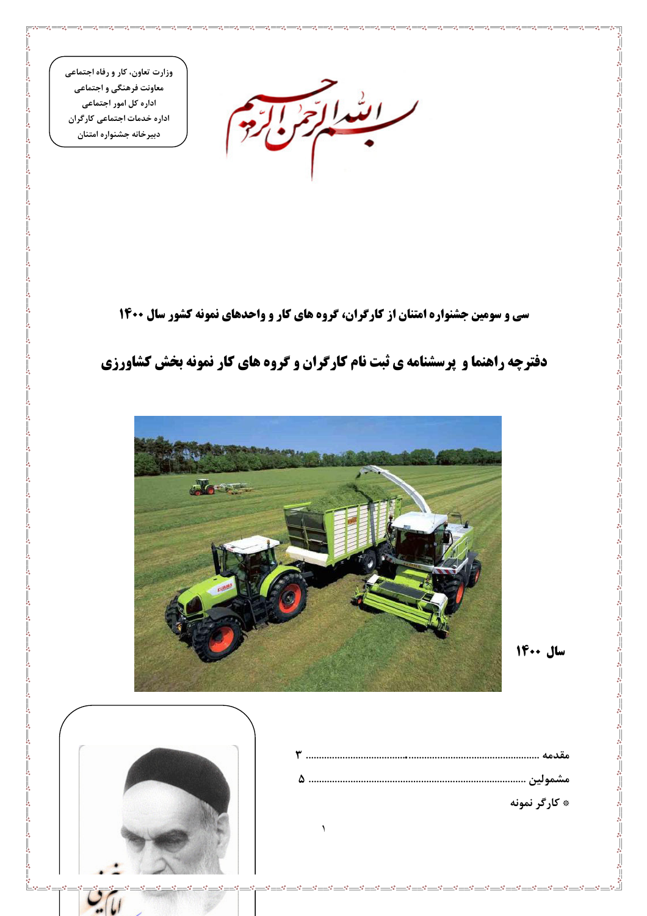وزارت تعاون، کار و رفاه اجتماعی
معاونت فرهنگی و اجتماعی
اداره کل امور اجتماعی
اداره خدمات اجتماعی کارگران
دبیرخانه جشنواره امتنان

بسم الله الرحمن الرحیم

**سی و سومین جشنواره امتنان از کارگران، گروه های کار و واحدهای نمونه کشور سال ۱۴۰۰**

## دفترچه راهنما و پرسشنامه ی ثبت نام کارگران و گروه های کار نمونه بخش کشاورزی

**سال ۱۴۰۰**

مقدمه ........................................................................................ ۳

مشمولین ........................................................................................ ۵

* کارگر نمونه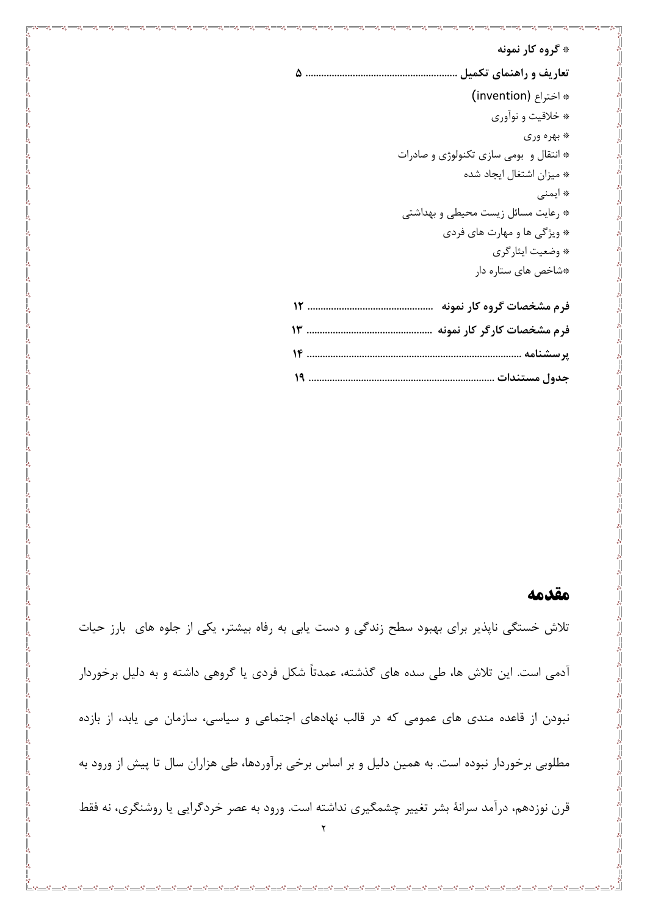* **گروه کار نمونه**

**تعاریف و راهنمای تکمیل** ........................................................ ۵

* اختراع (invention)
* خلاقیت و نوآوری
* بهره وری
* انتقال و بومی سازی تکنولوژی و صادرات
* میزان اشتغال ایجاد شده
* ایمنی
* رعایت مسائل زیست محیطی و بهداشتی
* ویژگی ها و مهارت های فردی
* وضعیت ایثارگری
* شاخص های ستاره دار

**فرم مشخصات گروه کار نمونه** ................................................ ۱۲

**فرم مشخصات کارگر کار نمونه** ................................................ ۱۳

**پرسشنامه** .................................................................................. ۱۴

**جدول مستندات** ........................................................................ ۱۹

# مقدمه

تلاش خستگی ناپذیر برای بهبود سطح زندگی و دست یابی به رفاه بیشتر، یکی از جلوه های بارز حیات آدمی است. این تلاش ها، طی سده های گذشته، عمدتاً شکل فردی یا گروهی داشته و به دلیل برخوردار نبودن از قاعده مندی های عمومی که در قالب نهادهای اجتماعی و سیاسی، سازمان می یابد، از بازده مطلوبی برخوردار نبوده است. به همین دلیل و بر اساس برخی برآوردها، طی هزاران سال تا پیش از ورود به قرن نوزدهم، درآمد سرانهٔ بشر تغییر چشمگیری نداشته است. ورود به عصر خردگرایی یا روشنگری، نه فقط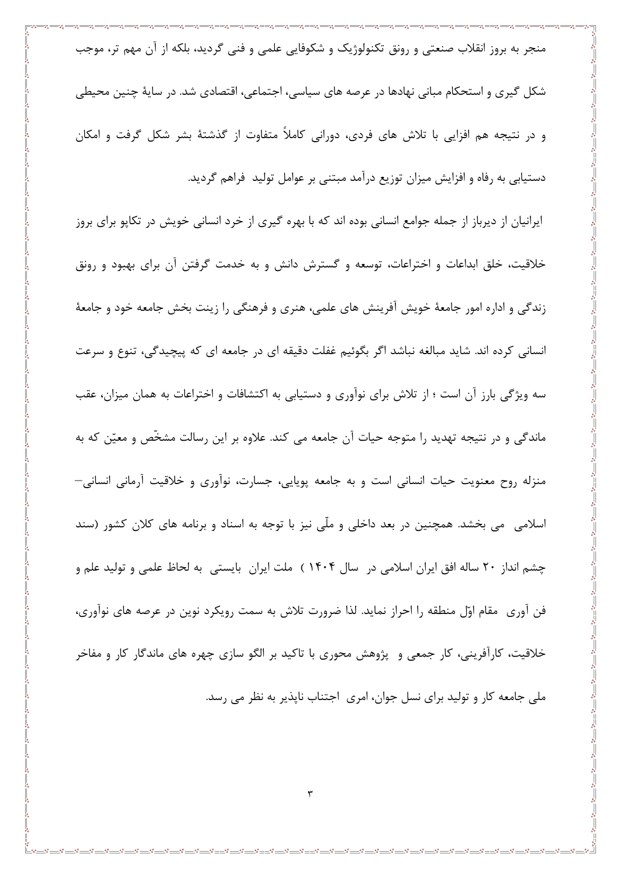منجر به بروز انقلاب صنعتی و رونق تکنولوژیک و شکوفایی علمی و فنی گردید، بلکه از آن مهم تر، موجب شکل گیری و استحکام مبانی نهادها در عرصه های سیاسی، اجتماعی، اقتصادی شد. در سایهٔ چنین محیطی و در نتیجه هم افزایی با تلاش های فردی، دورانی کاملاً متفاوت از گذشتهٔ بشر شکل گرفت و امکان دستیابی به رفاه و افزایش میزان توزیع درآمد مبتنی بر عوامل تولید فراهم گردید.

ایرانیان از دیرباز از جمله جوامع انسانی بوده اند که با بهره گیری از خرد انسانی خویش در تکاپو برای بروز خلاقیت، خلق ابداعات و اختراعات، توسعه و گسترش دانش و به خدمت گرفتن آن برای بهبود و رونق زندگی و اداره امور جامعهٔ خویش آفرینش های علمی، هنری و فرهنگی را زینت بخش جامعه خود و جامعهٔ انسانی کرده اند. شاید مبالغه نباشد اگر بگوئیم غفلت دقیقه ای در جامعه ای که پیچیدگی، تنوع و سرعت سه ویژگی بارز آن است ؛ از تلاش برای نوآوری و دستیابی به اکتشافات و اختراعات به همان میزان، عقب ماندگی و در نتیجه تهدید را متوجه حیات آن جامعه می کند. علاوه بر این رسالت مشخّص و معیّن که به منزله روح معنویت حیات انسانی است و به جامعه پویایی، جسارت، نوآوری و خلاقیت آرمانی انسانی– اسلامی می بخشد. همچنین در بعد داخلی و ملّی نیز با توجه به اسناد و برنامه های کلان کشور (سند چشم انداز ۲۰ ساله افق ایران اسلامی در سال ۱۴۰۴ ) ملت ایران بایستی به لحاظ علمی و تولید علم و فن آوری مقام اوّل منطقه را احراز نماید. لذا ضرورت تلاش به سمت رویکرد نوین در عرصه های نوآوری، خلاقیت، کارآفرینی، کار جمعی و پژوهش محوری با تاکید بر الگو سازی چهره های ماندگار کار و مفاخر ملی جامعه کار و تولید برای نسل جوان، امری اجتناب ناپذیر به نظر می رسد.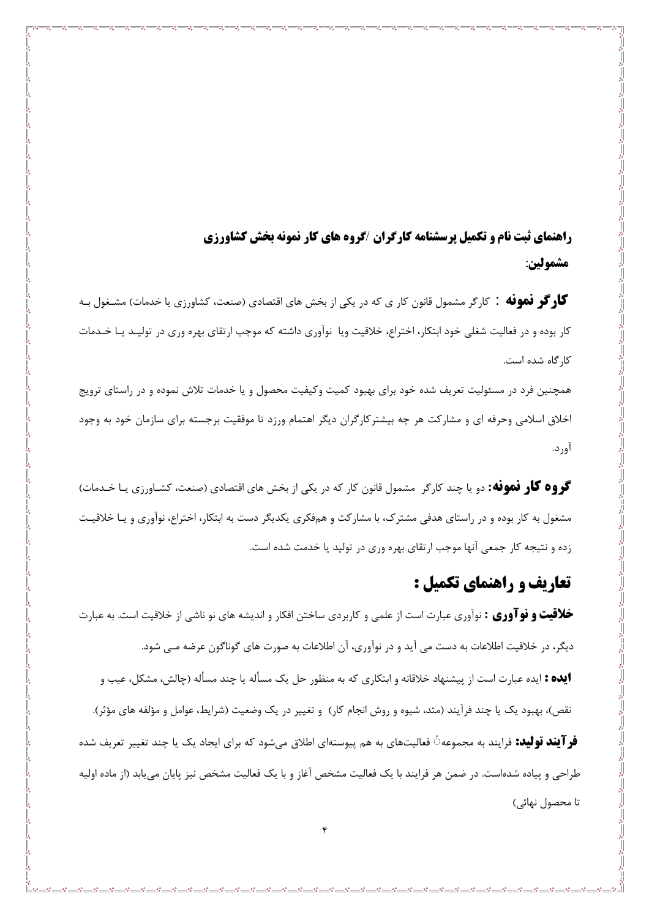**راهنمای ثبت نام و تکمیل پرسشنامه کارگران /گروه های کار نمونه بخش کشاورزی**

**مشمولین**:

**کارگر نمونه** : کارگر مشمول قانون کار ی که در یکی از بخش های اقتصادی (صنعت، کشاورزی یا خدمات) مشغول بـه کار بوده و در فعالیت شغلی خود ابتکار، اختراع، خلاقیت ویا نوآوری داشته که موجب ارتقای بهره وری در تولیـد یـا خـدمات کارگاه شده است.

همچنین فرد در مسئولیت تعریف شده خود برای بهبود کمیت وکیفیت محصول و یا خدمات تلاش نموده و در راستای ترویج اخلاق اسلامی وحرفه ای و مشارکت هر چه بیشترکارگران دیگر اهتمام ورزد تا موفقیت برجسته برای سازمان خود به وجود آورد.

**گروه کار نمونه:** دو یا چند کارگر مشمول قانون کار که در یکی از بخش های اقتصادی (صنعت، کشـاورزی یـا خـدمات) مشغول به کار بوده و در راستای هدفی مشترک، با مشارکت و همفکری یکدیگر دست به ابتکار، اختراع، نوآوری و یـا خلاقیـت زده و نتیجه کار جمعی آنها موجب ارتقای بهره وری در تولید یا خدمت شده است.

## تعاریف و راهنمای تکمیل :

**خلاقیت و نوآوری :** نوآوری عبارت است از علمی و کاربردی ساختن افکار و اندیشه های نو ناشی از خلاقیت است. به عبارت دیگر، در خلاقیت اطلاعات به دست می آید و در نوآوری، آن اطلاعات به صورت های گوناگون عرضه مـی شود.

**ایده :** ایده عبارت است از پیشنهاد خلاقانه و ابتکاری که به منظور حل یک مسأله یا چند مسأله (چالش، مشکل، عیب و نقص)، بهبود یک یا چند فرآیند (متد، شیوه و روش انجام کار) و تغییر در یک وضعیت (شرایط، عوامل و مؤلفه های مؤثر).

**فرآیند تولید:** فرایند به مجموعهٔ فعالیت‌های به هم پیوسته‌ای اطلاق می‌شود که برای ایجاد یک یا چند تغییر تعریف شده طراحی و پیاده شده‌است. در ضمن هر فرایند با یک فعالیت مشخص آغاز و با یک فعالیت مشخص نیز پایان می‌یابد (از ماده اولیه تا محصول نهائی)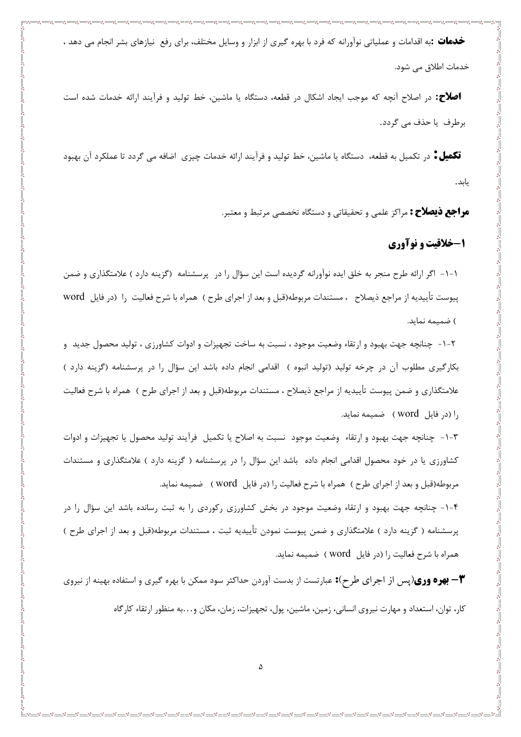**خدمات** :به اقدامات و عملیاتی نوآورانه که فرد با بهره گیری از ابزار و وسایل مختلف، برای رفع نیازهای بشر انجام می دهد ، خدمات اطلاق می شود.

**اصلاح:** در اصلاح آنچه که موجب ایجاد اشکال در قطعه، دستگاه یا ماشین، خط تولید و فرآیند ارائه خدمات شده است برطرف یا حذف می گردد.

**تکمیل:** در تکمیل به قطعه، دستگاه یا ماشین، خط تولید و فرآیند ارائه خدمات چیزی اضافه می گردد تا عملکرد آن بهبود یابد.

**مراجع ذیصلاح :** مراکز علمی و تحقیقاتی و دستگاه تخصصی مرتبط و معتبر.

## ۱–خلاقیت و نوآوری

۱-۱- اگر ارائه طرح منجر به خلق ایده نوآورانه گردیده است این سؤال را در پرسشنامه (گزینه دارد ) علامتگذاری و ضمن پیوست تأییدیه از مراجع ذیصلاح ، مستندات مربوطه(قبل و بعد از اجرای طرح ) همراه با شرح فعالیت را (در فایل word ) ضمیمه نماید.

۱-۲- چنانچه جهت بهبود و ارتقاء وضعیت موجود ، نسبت به ساخت تجهیزات و ادوات کشاورزی ، تولید محصول جدید و بکارگیری مطلوب آن در چرخه تولید (تولید انبوه ) اقدامی انجام داده باشد این سؤال را در پرسشنامه (گزینه دارد ) علامتگذاری و ضمن پیوست تأییدیه از مراجع ذیصلاح ، مستندات مربوطه(قبل و بعد از اجرای طرح ) همراه با شرح فعالیت را (در فایل word ) ضمیمه نماید.

۱-۳- چنانچه جهت بهبود و ارتقاء وضعیت موجود نسبت به اصلاح یا تکمیل فرآیند تولید محصول یا تجهیزات و ادوات کشاورزی یا در خود محصول اقدامی انجام داده باشد این سؤال را در پرسشنامه ( گزینه دارد ) علامتگذاری و مستندات مربوطه(قبل و بعد از اجرای طرح ) همراه با شرح فعالیت را (در فایل word ) ضمیمه نماید.

۱-۴- چنانچه جهت بهبود و ارتقاء وضعیت موجود در بخش کشاورزی رکوردی را به ثبت رسانده باشد این سؤال را در پرسشنامه ( گزینه دارد ) علامتگذاری و ضمن پیوست نمودن تأییدیه ثبت ، مستندات مربوطه(قبل و بعد از اجرای طرح ) همراه با شرح فعالیت را (در فایل word ) ضمیمه نماید.

**۳– بهره وری**(پس از اجرای طرح)**:** عبارتست از بدست آوردن حداکثر سود ممکن با بهره گیری و استفاده بهینه از نیروی کار، توان، استعداد و مهارت نیروی انسانی، زمین، ماشین، پول، تجهیزات، زمان، مکان و...به منظور ارتقاء کارگاه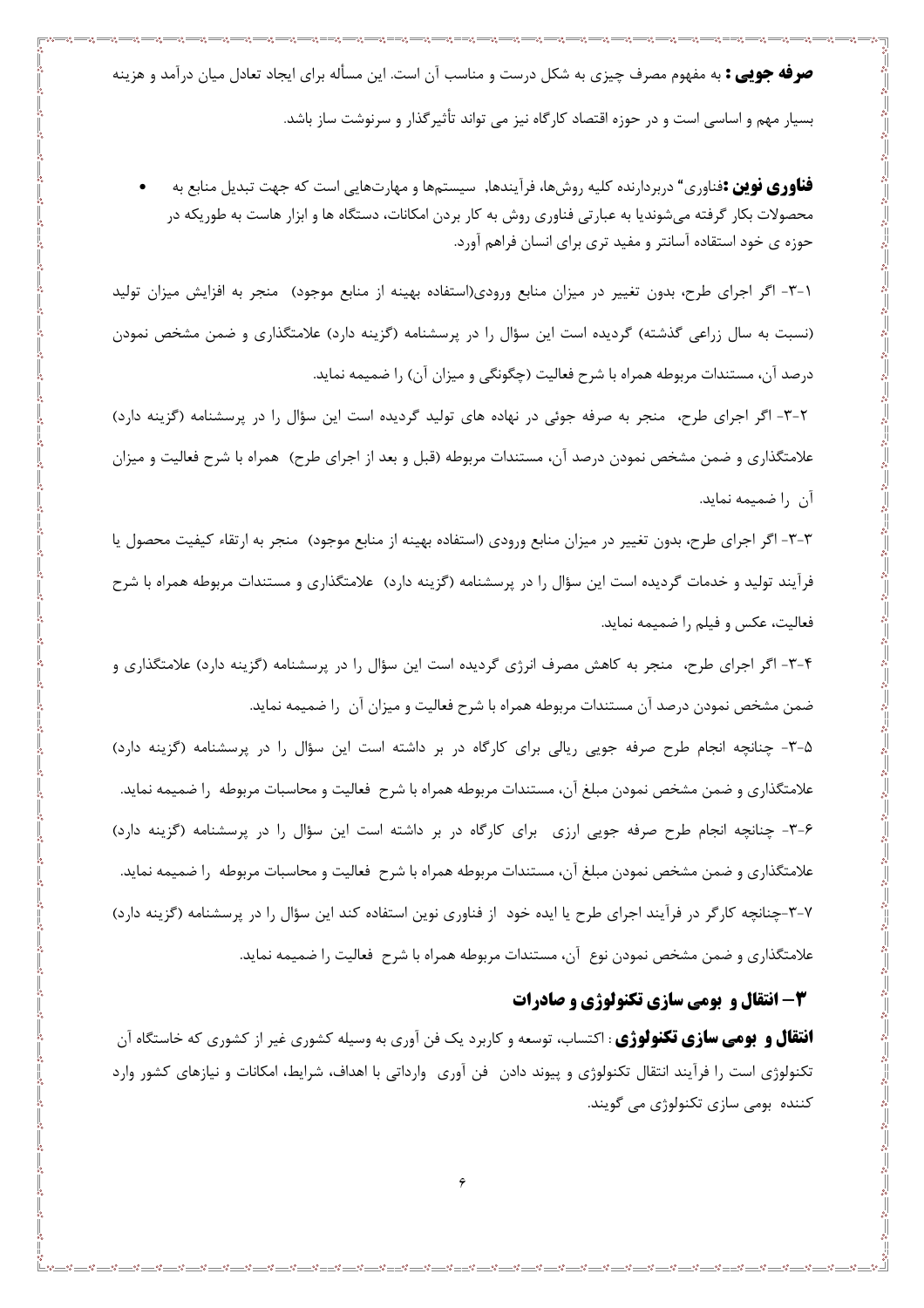**صرفه جویی :** به مفهوم مصرف چیزی به شکل درست و مناسب آن است. این مسأله برای ایجاد تعادل میان درآمد و هزینه بسیار مهم و اساسی است و در حوزه اقتصاد کارگاه نیز می تواند تأثیرگذار و سرنوشت ساز باشد.

- **فناوری نوین :**فناوری" دربردارنده کلیه روش‌ها، فرآیندها, سیستم‌ها و مهارت‌هایی است که جهت تبدیل منابع به محصولات بکار گرفته می‌شوندیا به عبارتی فناوری روش به کار بردن امکانات، دستگاه ها و ابزار هاست به طوریکه در حوزه ی خود استقاده آسانتر و مفید تری برای انسان فراهم آورد.

۱-۳- اگر اجرای طرح، بدون تغییر در میزان منابع ورودی(استفاده بهینه از منابع موجود) منجر به افزایش میزان تولید (نسبت به سال زراعی گذشته) گردیده است این سؤال را در پرسشنامه (گزینه دارد) علامتگذاری و ضمن مشخص نمودن درصد آن، مستندات مربوطه همراه با شرح فعالیت (چگونگی و میزان آن) را ضمیمه نماید.

۲-۳- اگر اجرای طرح، منجر به صرفه جوئی در نهاده های تولید گردیده است این سؤال را در پرسشنامه (گزینه دارد) علامتگذاری و ضمن مشخص نمودن درصد آن، مستندات مربوطه (قبل و بعد از اجرای طرح) همراه با شرح فعالیت و میزان آن را ضمیمه نماید.

۳-۳- اگر اجرای طرح، بدون تغییر در میزان منابع ورودی (استفاده بهینه از منابع موجود) منجر به ارتقاء کیفیت محصول یا فرآیند تولید و خدمات گردیده است این سؤال را در پرسشنامه (گزینه دارد) علامتگذاری و مستندات مربوطه همراه با شرح فعالیت، عکس و فیلم را ضمیمه نماید.

۴-۳- اگر اجرای طرح، منجر به کاهش مصرف انرژی گردیده است این سؤال را در پرسشنامه (گزینه دارد) علامتگذاری و ضمن مشخص نمودن درصد آن مستندات مربوطه همراه با شرح فعالیت و میزان آن را ضمیمه نماید.

۵-۳- چنانچه انجام طرح صرفه جویی ریالی برای کارگاه در بر داشته است این سؤال را در پرسشنامه (گزینه دارد) علامتگذاری و ضمن مشخص نمودن مبلغ آن، مستندات مربوطه همراه با شرح فعالیت و محاسبات مربوطه را ضمیمه نماید.

۶-۳- چنانچه انجام طرح صرفه جویی ارزی برای کارگاه در بر داشته است این سؤال را در پرسشنامه (گزینه دارد) علامتگذاری و ضمن مشخص نمودن مبلغ آن، مستندات مربوطه همراه با شرح فعالیت و محاسبات مربوطه را ضمیمه نماید.

۷-۳-چنانچه کارگر در فرآیند اجرای طرح یا ایده خود از فناوری نوین استفاده کند این سؤال را در پرسشنامه (گزینه دارد) علامتگذاری و ضمن مشخص نمودن نوع آن، مستندات مربوطه همراه با شرح فعالیت را ضمیمه نماید.

## ۳– انتقال و بومی سازی تکنولوژی و صادرات

**انتقال و بومی سازی تکنولوژی** : اکتساب، توسعه و کاربرد یک فن آوری به وسیله کشوری غیر از کشوری که خاستگاه آن تکنولوژی است را فرآیند انتقال تکنولوژی و پیوند دادن فن آوری وارداتی با اهداف، شرایط، امکانات و نیازهای کشور وارد کننده بومی سازی تکنولوژی می گویند.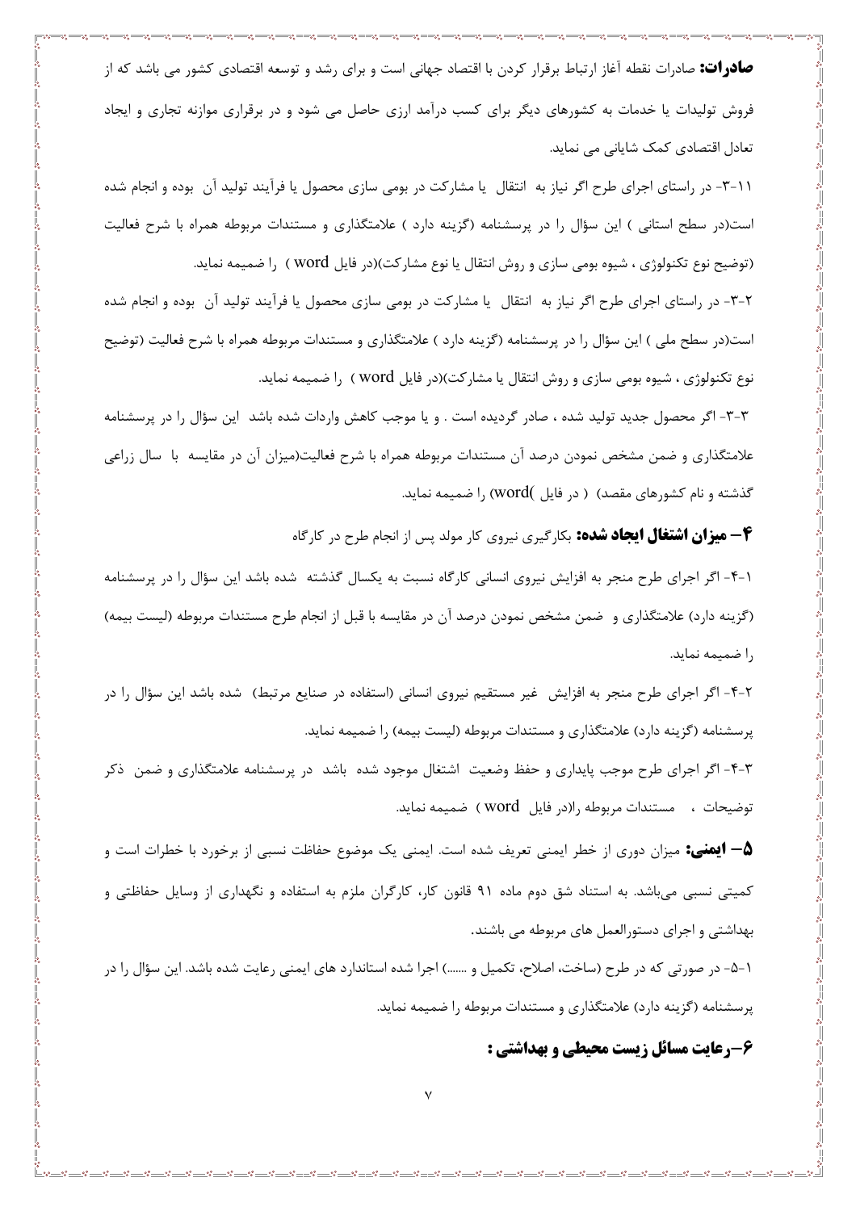**صادرات:** صادرات نقطه آغاز ارتباط برقرار کردن با اقتصاد جهانی است و برای رشد و توسعه اقتصادی کشور می باشد که از فروش تولیدات یا خدمات به کشورهای دیگر برای کسب درآمد ارزی حاصل می شود و در برقراری موازنه تجاری و ایجاد تعادل اقتصادی کمک شایانی می نماید.

۱-۳-۱- در راستای اجرای طرح اگر نیاز به انتقال یا مشارکت در بومی سازی محصول یا فرآیند تولید آن بوده و انجام شده است(در سطح استانی ) این سؤال را در پرسشنامه (گزینه دارد ) علامتگذاری و مستندات مربوطه همراه با شرح فعالیت (توضیح نوع تکنولوژی ، شیوه بومی سازی و روش انتقال یا نوع مشارکت)(در فایل word ) را ضمیمه نماید.

۲-۳- در راستای اجرای طرح اگر نیاز به انتقال یا مشارکت در بومی سازی محصول یا فرآیند تولید آن بوده و انجام شده است(در سطح ملی ) این سؤال را در پرسشنامه (گزینه دارد ) علامتگذاری و مستندات مربوطه همراه با شرح فعالیت (توضیح نوع تکنولوژی ، شیوه بومی سازی و روش انتقال یا مشارکت)(در فایل word ) را ضمیمه نماید.

۳-۳- اگر محصول جدید تولید شده ، صادر گردیده است . و یا موجب کاهش واردات شده باشد این سؤال را در پرسشنامه علامتگذاری و ضمن مشخص نمودن درصد آن مستندات مربوطه همراه با شرح فعالیت(میزان آن در مقایسه با سال زراعی گذشته و نام کشورهای مقصد) ( در فایل )word) را ضمیمه نماید.

### ۴– میزان اشتغال ایجاد شده: بکارگیری نیروی کار مولد پس از انجام طرح در کارگاه

۱-۴- اگر اجرای طرح منجر به افزایش نیروی انسانی کارگاه نسبت به یکسال گذشته شده باشد این سؤال را در پرسشنامه (گزینه دارد) علامتگذاری و ضمن مشخص نمودن درصد آن در مقایسه با قبل از انجام طرح مستندات مربوطه (لیست بیمه) را ضمیمه نماید.

۲-۴- اگر اجرای طرح منجر به افزایش غیر مستقیم نیروی انسانی (استفاده در صنایع مرتبط) شده باشد این سؤال را در پرسشنامه (گزینه دارد) علامتگذاری و مستندات مربوطه (لیست بیمه) را ضمیمه نماید.

۳-۴- اگر اجرای طرح موجب پایداری و حفظ وضعیت اشتغال موجود شده باشد در پرسشنامه علامتگذاری و ضمن ذکر توضیحات ، مستندات مربوطه را(در فایل word ) ضمیمه نماید.

### ۵– ایمنی: میزان دوری از خطر ایمنی تعریف شده است. ایمنی یک موضوع حفاظت نسبی از برخورد با خطرات است و کمیتی نسبی می‌باشد. به استناد شق دوم ماده ۹۱ قانون کار، کارگران ملزم به استفاده و نگهداری از وسایل حفاظتی و بهداشتی و اجرای دستورالعمل های مربوطه می باشند.

۱-۵- در صورتی که در طرح (ساخت، اصلاح، تکمیل و .......) اجرا شده استاندارد های ایمنی رعایت شده باشد. این سؤال را در پرسشنامه (گزینه دارد) علامتگذاری و مستندات مربوطه را ضمیمه نماید.

### ۶–رعایت مسائل زیست محیطی و بهداشتی :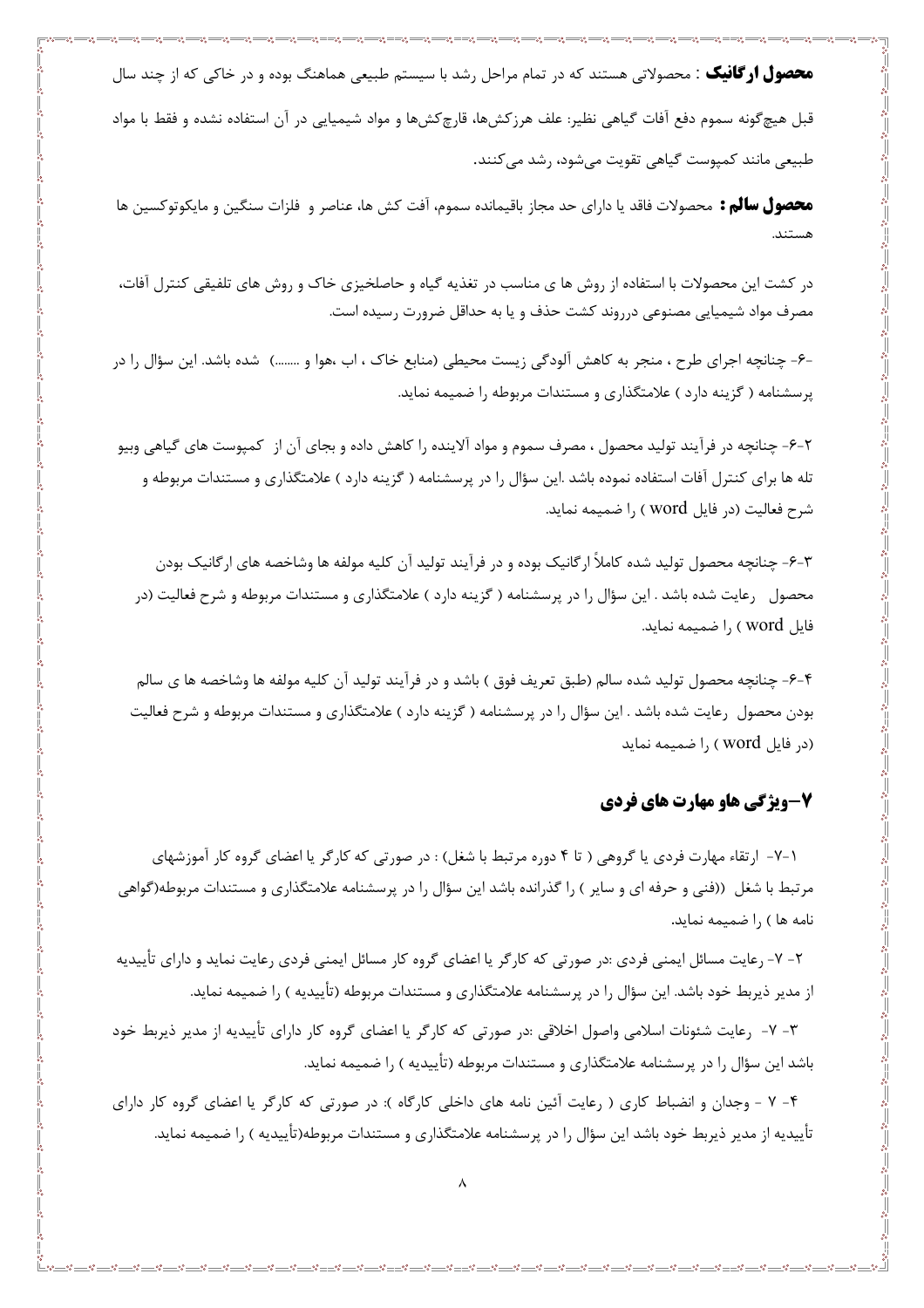**محصول ارگانیک** : محصولاتی هستند که در تمام مراحل رشد با سیستم طبیعی هماهنگ بوده و در خاکی که از چند سال قبل هیچ‌گونه سموم دفع آفات گیاهی نظیر: علف هرزکش‌ها، قارچ‌کش‌ها و مواد شیمیایی در آن استفاده نشده و فقط با مواد طبیعی مانند کمپوست گیاهی تقویت می‌شود، رشد می‌کنند.

**محصول سالم :** محصولات فاقد یا دارای حد مجاز باقیمانده سموم، آفت کش ها، عناصر و فلزات سنگین و مایکوتوکسین ها هستند.

در کشت این محصولات با استفاده از روش ها ی مناسب در تغذیه گیاه و حاصلخیزی خاک و روش های تلفیقی کنترل آفات، مصرف مواد شیمیایی مصنوعی دررونذ کشت حذف و یا به حداقل ضرورت رسیده است.

-۶- چنانچه اجرای طرح ، منجر به کاهش آلودگی زیست محیطی (منابع خاک ، اب ،هوا و ........) شده باشد. این سؤال را در پرسشنامه ( گزینه دارد ) علامتگذاری و مستندات مربوطه را ضمیمه نماید.

۲-۶- چنانچه در فرآیند تولید محصول ، مصرف سموم و مواد آلاینده را کاهش داده و بجای آن از کمپوست های گیاهی وبیو تله ها برای کنترل آفات استفاده نموده باشد .این سؤال را در پرسشنامه ( گزینه دارد ) علامتگذاری و مستندات مربوطه و شرح فعالیت (در فایل word ) را ضمیمه نماید.

۳-۶- چنانچه محصول تولید شده کاملاً ارگانیک بوده و در فرآیند تولید آن کلیه مولفه ها وشاخصه های ارگانیک بودن محصول رعایت شده باشد . این سؤال را در پرسشنامه ( گزینه دارد ) علامتگذاری و مستندات مربوطه و شرح فعالیت (در فایل word ) را ضمیمه نماید.

۴-۶- چنانچه محصول تولید شده سالم (طبق تعریف فوق ) باشد و در فرآیند تولید آن کلیه مولفه ها وشاخصه ها ی سالم بودن محصول رعایت شده باشد . این سؤال را در پرسشنامه ( گزینه دارد ) علامتگذاری و مستندات مربوطه و شرح فعالیت (در فایل word ) را ضمیمه نماید

## ۷–ویژگی هاو مهارت های فردی

۱-۷- ارتقاء مهارت فردی یا گروهی ( تا ۴ دوره مرتبط با شغل) : در صورتی که کارگر یا اعضای گروه کار آموزشهای مرتبط با شغل ((فنی و حرفه ای و سایر ) را گذرانده باشد این سؤال را در پرسشنامه علامتگذاری و مستندات مربوطه(گواهی نامه ها ) را ضمیمه نماید.

۲- ۷- رعایت مسائل ایمنی فردی :در صورتی که کارگر یا اعضای گروه کار مسائل ایمنی فردی رعایت نماید و دارای تأییدیه از مدیر ذیربط خود باشد. این سؤال را در پرسشنامه علامتگذاری و مستندات مربوطه (تأییدیه ) را ضمیمه نماید.

۳- ۷- رعایت شئونات اسلامی واصول اخلاقی :در صورتی که کارگر یا اعضای گروه کار دارای تأییدیه از مدیر ذیربط خود باشد این سؤال را در پرسشنامه علامتگذاری و مستندات مربوطه (تأییدیه ) را ضمیمه نماید.

۴- ۷ - وجدان و انضباط کاری ( رعایت آئین نامه های داخلی کارگاه ): در صورتی که کارگر یا اعضای گروه کار دارای تأییدیه از مدیر ذیربط خود باشد این سؤال را در پرسشنامه علامتگذاری و مستندات مربوطه(تأییدیه ) را ضمیمه نماید.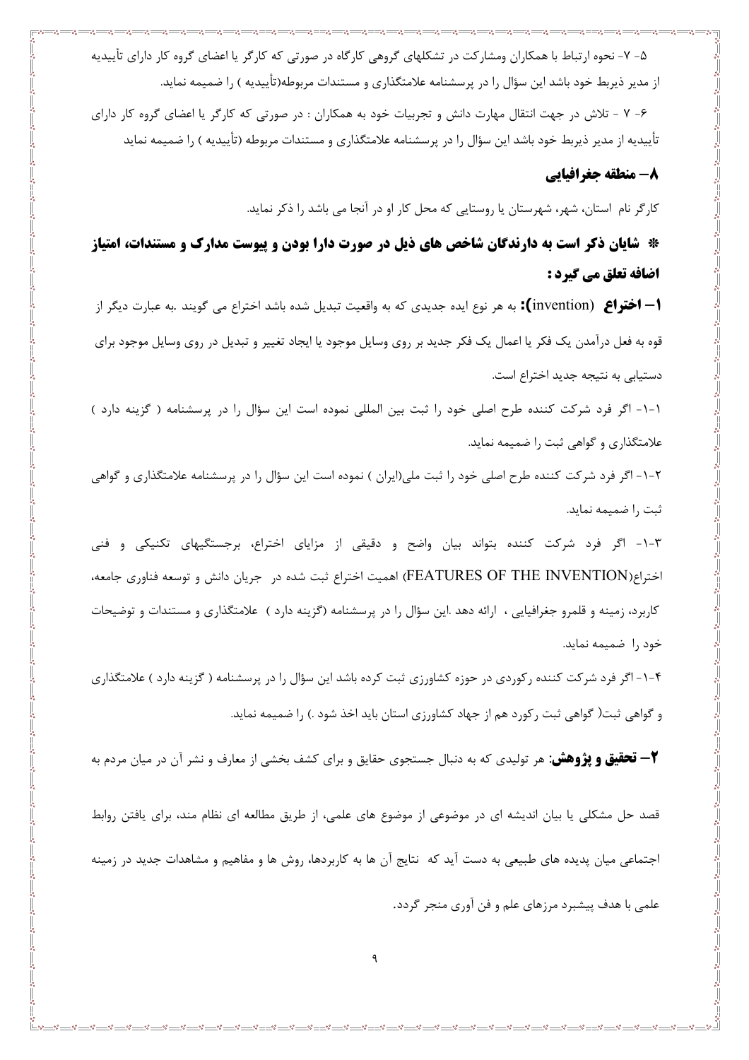۵- ۷- نحوه ارتباط با همکاران ومشارکت در تشکلهای گروهی کارگاه در صورتی که کارگر یا اعضای گروه کار دارای تأییدیه از مدیر ذیربط خود باشد این سؤال را در پرسشنامه علامتگذاری و مستندات مربوطه(تأییدیه ) را ضمیمه نماید.

۶- ۷ - تلاش در جهت انتقال مهارت دانش و تجربیات خود به همکاران : در صورتی که کارگر یا اعضای گروه کار دارای تأییدیه از مدیر ذیربط خود باشد این سؤال را در پرسشنامه علامتگذاری و مستندات مربوطه (تأییدیه ) را ضمیمه نماید

### ۸– منطقه جغرافیایی

کارگر نام استان، شهر، شهرستان یا روستایی که محل کار او در آنجا می باشد را ذکر نماید.

### * شایان ذکر است به دارندگان شاخص های ذیل در صورت دارا بودن و پیوست مدارک و مستندات، امتیاز اضافه تعلق می گیرد :

**۱– اختراع (invention):** به هر نوع ایده جدیدی که به واقعیت تبدیل شده باشد اختراع می گویند .به عبارت دیگر از قوه به فعل درآمدن یک فکر یا اعمال یک فکر جدید بر روی وسایل موجود یا ایجاد تغییر و تبدیل در روی وسایل موجود برای دستیابی به نتیجه جدید اختراع است.

۱-۱- اگر فرد شرکت کننده طرح اصلی خود را ثبت بین المللی نموده است این سؤال را در پرسشنامه ( گزینه دارد ) علامتگذاری و گواهی ثبت را ضمیمه نماید.

۲-۱- اگر فرد شرکت کننده طرح اصلی خود را ثبت ملی(ایران ) نموده است این سؤال را در پرسشنامه علامتگذاری و گواهی ثبت را ضمیمه نماید.

۳-۱- اگر فرد شرکت کننده بتواند بیان واضح و دقیقی از مزایای اختراع، برجستگیهای تکنیکی و فنی اختراع(FEATURES OF THE INVENTION) اهمیت اختراع ثبت شده در جریان دانش و توسعه فناوری جامعه، کاربرد، زمینه و قلمرو جغرافیایی ، ارائه دهد .این سؤال را در پرسشنامه (گزینه دارد ) علامتگذاری و مستندات و توضیحات خود را ضمیمه نماید.

۴-۱- اگر فرد شرکت کننده رکوردی در حوزه کشاورزی ثبت کرده باشد این سؤال را در پرسشنامه ( گزینه دارد ) علامتگذاری و گواهی ثبت( گواهی ثبت رکورد هم از جهاد کشاورزی استان باید اخذ شود .) را ضمیمه نماید.

**۲– تحقیق و پژوهش**: هر تولیدی که به دنبال جستجوی حقایق و برای کشف بخشی از معارف و نشر آن در میان مردم به قصد حل مشکلی یا بیان اندیشه ای در موضوعی از موضوع های علمی، از طریق مطالعه ای نظام مند، برای یافتن روابط اجتماعی میان پدیده های طبیعی به دست آید که نتایج آن ها به کاربردها، روش ها و مفاهیم و مشاهدات جدید در زمینه علمی با هدف پیشبرد مرزهای علم و فن آوری منجر گردد.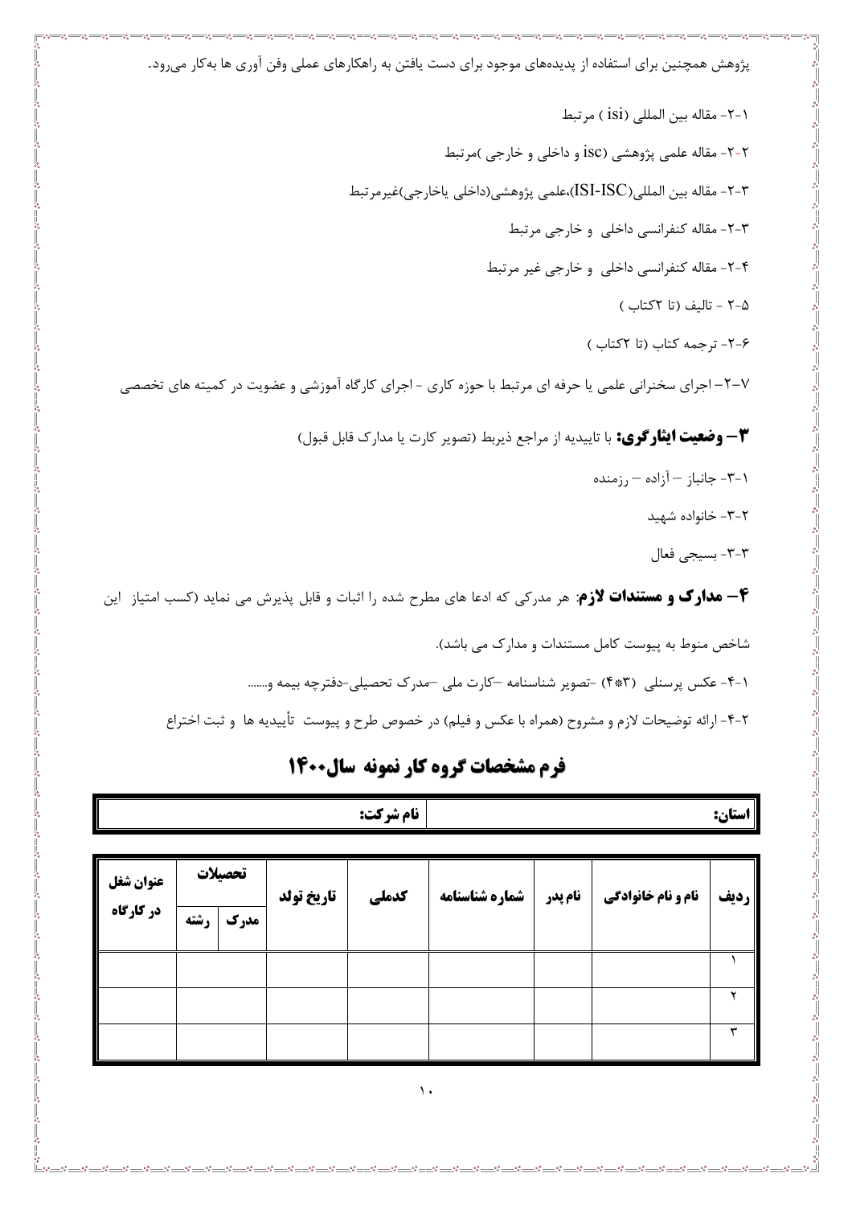پژوهش همچنین برای استفاده از پدیده‌های موجود برای دست یافتن به راهکارهای عملی وفن آوری ها به‌کار می‌رود.

۱-۲- مقاله بین المللی (isi ) مرتبط

۲-۲- مقاله علمی پژوهشی (isc و داخلی و خارجی )مرتبط

۳-۲- مقاله بین المللی(ISI-ISC)،علمی پژوهشی(داخلی یاخارجی)غیرمرتبط

۳-۲- مقاله کنفرانسی داخلی و خارجی مرتبط

۴-۲- مقاله کنفرانسی داخلی و خارجی غیر مرتبط

۵-۲ - تالیف (تا ۲کتاب )

۶-۲- ترجمه کتاب (تا ۲کتاب )

۷-۲– اجرای سخنرانی علمی یا حرفه ای مرتبط با حوزه کاری - اجرای کارگاه آموزشی و عضویت در کمیته های تخصصی

**۳– وضعیت ایثارگری:** با تاییدیه از مراجع ذیربط (تصویر کارت یا مدارک قابل قبول)

۱-۳- جانباز – آزاده – رزمنده

۲-۳- خانواده شهید

۳-۳- بسیجی فعال

**۴– مدارک و مستندات لازم**: هر مدرکی که ادعا های مطرح شده را اثبات و قابل پذیرش می نماید (کسب امتیاز این شاخص منوط به پیوست کامل مستندات و مدارک می باشد).

۱-۴- عکس پرسنلی (۳*۴) -تصویر شناسنامه –کارت ملی –مدرک تحصیلی-دفترچه بیمه و.......

۲-۴- ارائه توضیحات لازم و مشروح (همراه با عکس و فیلم) در خصوص طرح و پیوست تأییدیه ها و ثبت اختراع

## فرم مشخصات گروه کار نمونه سال۱۴۰۰

| استان: | نام شرکت: |
|---|---|

| ردیف | نام و نام خانوادگی | نام پدر | شماره شناسنامه | کدملی | تاریخ تولد | تحصیلات | | عنوان شغل در کارگاه |
|---|---|---|---|---|---|---|---|---|
| | | | | | | مدرک | رشته | |
| ۱ | | | | | | | | |
| ۲ | | | | | | | | |
| ۳ | | | | | | | | |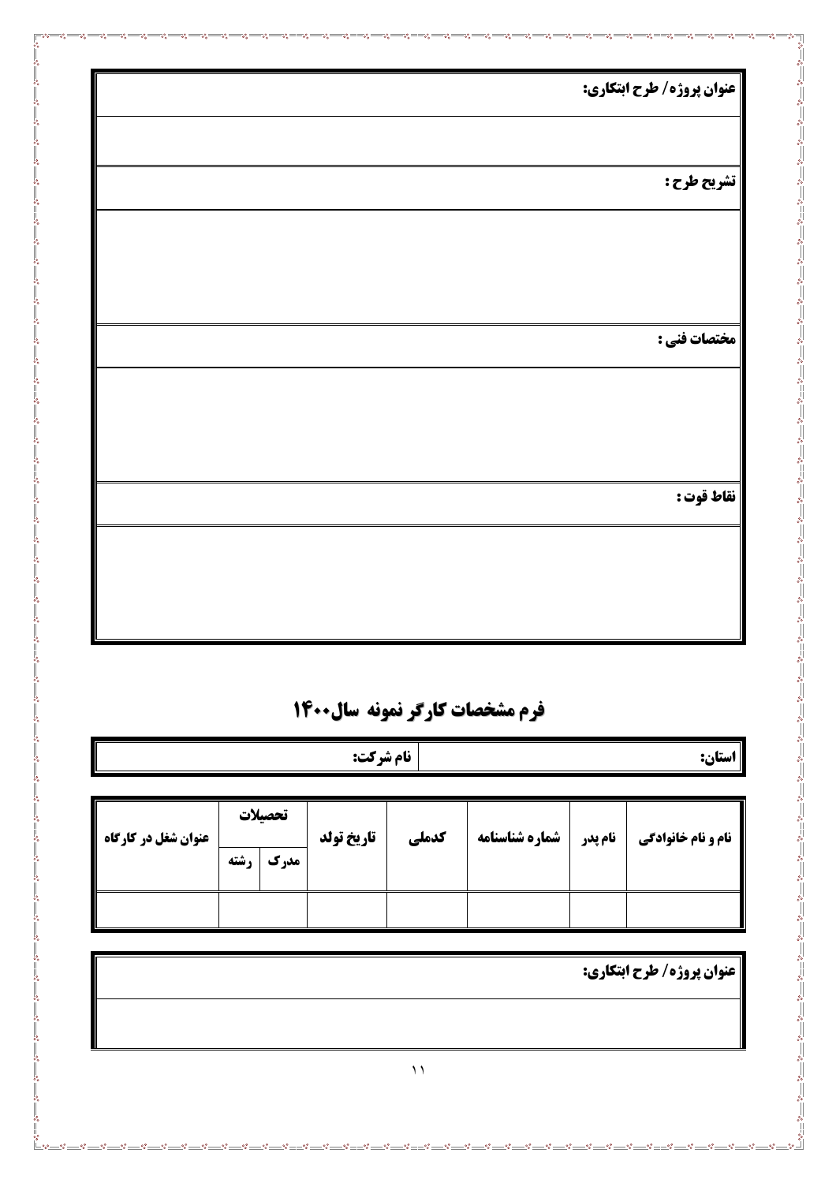| عنوان پروژه/ طرح ابتکاری: |
| --- |
| |
| تشریح طرح : |
| |
| مختصات فنی : |
| |
| نقاط قوت : |
| |

## فرم مشخصات کارگر نمونه سال۱۴۰۰

| استان: | نام شرکت: |
| --- | --- |

| نام و نام خانوادگی | نام پدر | شماره شناسنامه | کدملی | تاریخ تولد | تحصیلات | | عنوان شغل در کارگاه |
| --- | --- | --- | --- | --- | --- | --- | --- |
| | | | | | مدرک | رشته | |
| | | | | | | | |

| عنوان پروژه/ طرح ابتکاری: |
| --- |
| |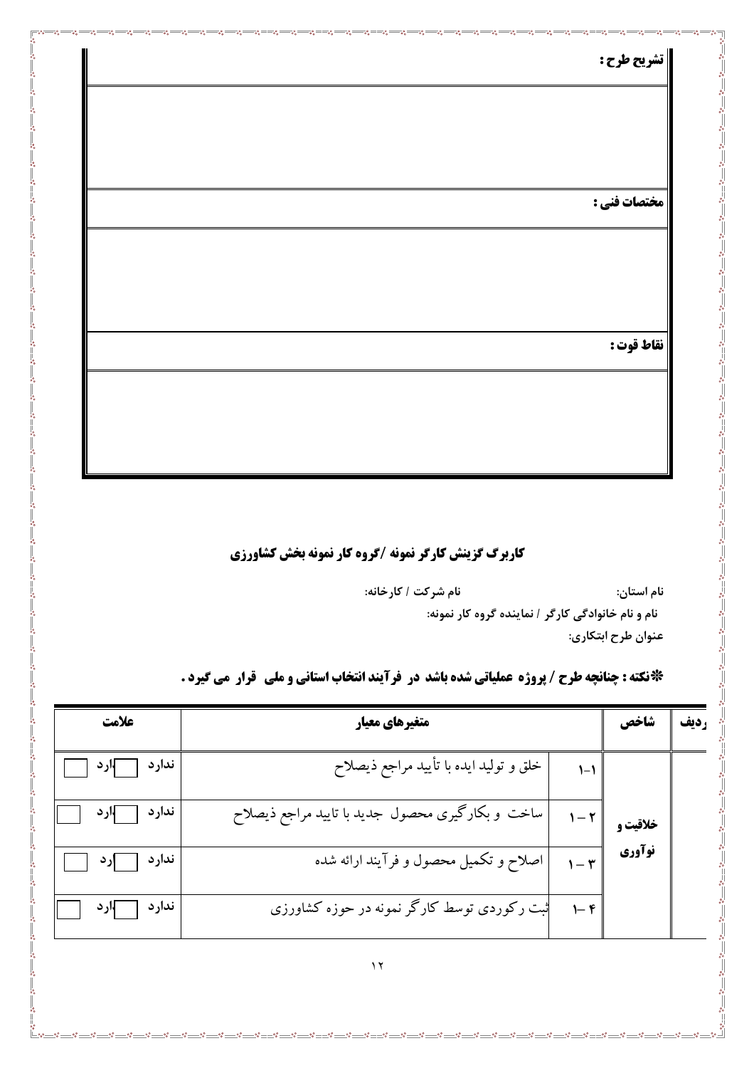| تشریح طرح : |
| --- |
| |
| **مختصات فنی :** |
| |
| **نقاط قوت :** |
| |

## کاربرگ گزینش کارگر نمونه /گروه کار نمونه بخش کشاورزی

**نام استان:** **نام شرکت / کارخانه:**

**نام و نام خانوادگی کارگر / نماینده گروه کار نمونه:**

**عنوان طرح ابتکاری:**

**\*نکته : چنانچه طرح / پروژه عملیاتی شده باشد در فرآیند انتخاب استانی و ملی قرار می گیرد .**

| ردیف | شاخص | | متغیرهای معیار | علامت |
| --- | --- | --- | --- | --- |
| | خلاقیت و نوآوری | ۱-۱ | خلق و تولید ایده با تأیید مراجع ذیصلاح | دارد ☐ ندارد ☐ |
| | | ۱ – ۲ | ساخت و بکارگیری محصول جدید با تایید مراجع ذیصلاح | دارد ☐ ندارد ☐ |
| | | ۱ – ۳ | اصلاح و تکمیل محصول و فرآیند ارائه شده | دارد ☐ ندارد ☐ |
| | | ۱ – ۴ | ثبت رکوردی توسط کارگر نمونه در حوزه کشاورزی | دارد ☐ ندارد ☐ |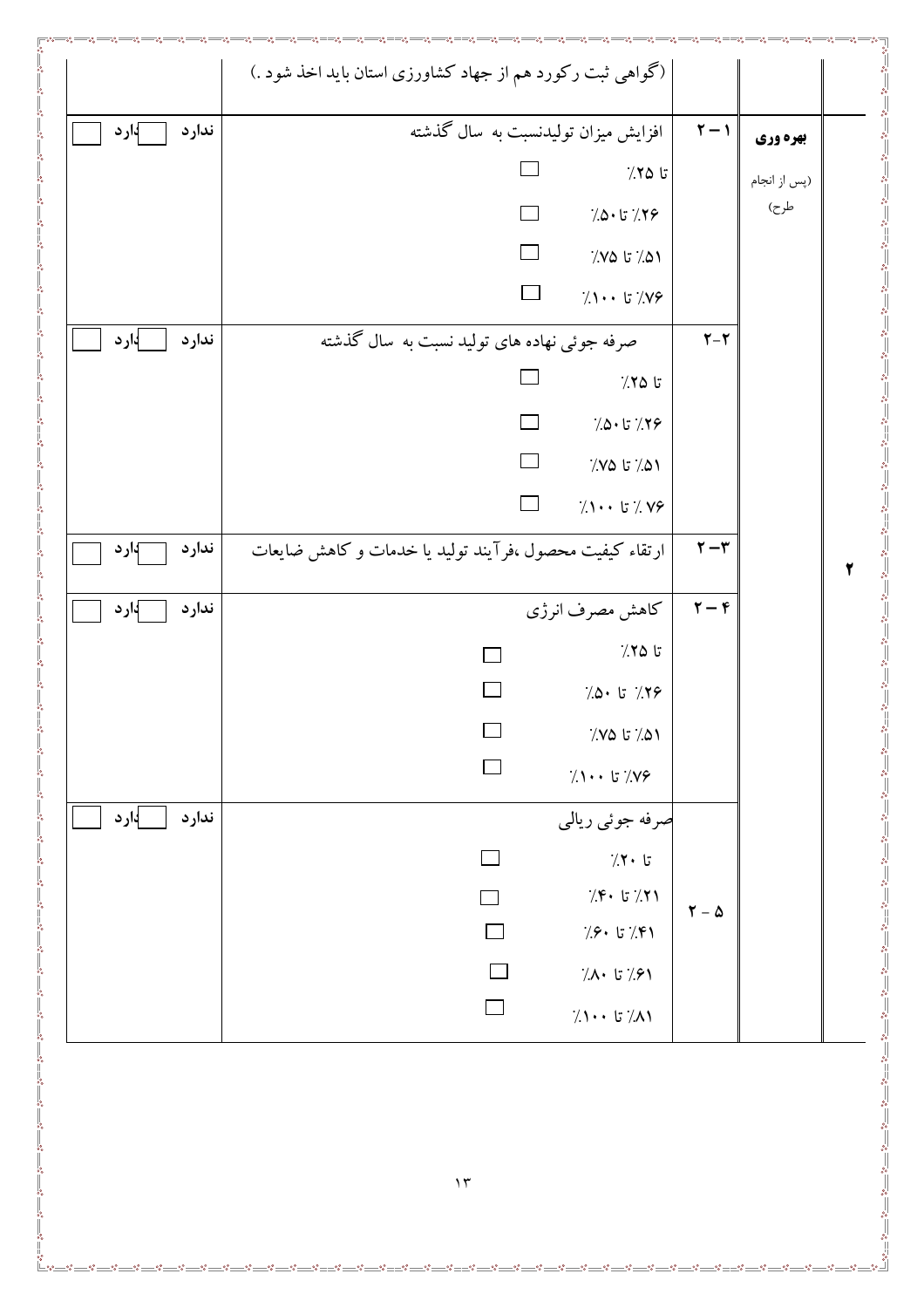| | | | | |
|---|---|---|---|---|
| | | | (گواهی ثبت رکورد هم از جهاد کشاورزی استان باید اخذ شود .) | |
| ۲ | **بهره وری** (پس از انجام طرح) | ۲ – ۱ | افزایش میزان تولیدنسبت به سال گذشته<br>تا ۲۵٪ ☐<br>۲۶٪ تا ۵۰٪ ☐<br>۵۱٪ تا ۷۵٪ ☐<br>۷۶٪ تا ۱۰۰٪ ☐ | ندارد ☐ دارد ☐ |
| | | ۲-۲ | صرفه جوئی نهاده های تولید نسبت به سال گذشته<br>تا ۲۵٪ ☐<br>۲۶٪ تا۵۰٪ ☐<br>۵۱٪ تا ۷۵٪ ☐<br>۷۶ ٪ تا ۱۰۰٪ ☐ | ندارد ☐ دارد ☐ |
| | | ۲–۳ | ارتقاء کیفیت محصول ،فرآیند تولید یا خدمات و کاهش ضایعات | ندارد ☐ دارد ☐ |
| | | ۲ – ۴ | کاهش مصرف انرژی<br>تا ۲۵٪ ☐<br>۲۶٪ تا ۵۰٪ ☐<br>۵۱٪ تا ۷۵٪ ☐<br>۷۶٪ تا ۱۰۰٪ ☐ | ندارد ☐ دارد ☐ |
| | | ۲ - ۵ | صرفه جوئی ریالی<br>تا ۲۰٪ ☐<br>۲۱٪ تا ۴۰٪ ☐<br>۴۱٪ تا ۶۰٪ ☐<br>۶۱٪ تا ۸۰٪ ☐<br>۸۱٪ تا ۱۰۰٪ ☐ | ندارد ☐ دارد ☐ |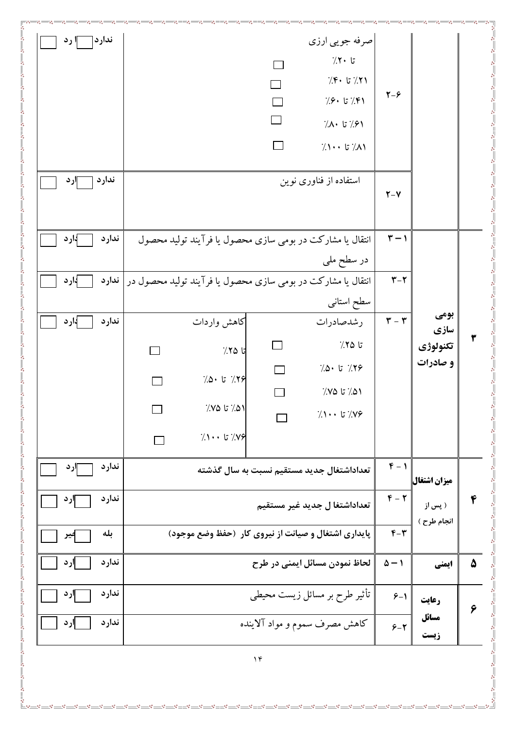| ردیف | عنوان | شماره | شرح | پاسخ |
|---|---|---|---|---|
| | | ۲-۶ | صرفه جویی ارزی<br>تا ۲۰٪ ☐<br>۲۱٪ تا ۴۰٪ ☐<br>۴۱٪ تا ۶۰٪ ☐<br>۶۱٪ تا ۸۰٪ ☐<br>۸۱٪ تا ۱۰۰٪ ☐ | ندارد ☐ دارد ☐ |
| | | ۲-۷ | استفاده از فناوری نوین | ندارد ☐ دارد ☐ |
| ۳ | بومی سازی تکنولوژی و صادرات | ۳ – ۱ | انتقال یا مشارکت در بومی سازی محصول یا فرآیند تولید محصول در سطح ملی | ندارد ☐ دارد ☐ |
| | | ۳-۲ | انتقال یا مشارکت در بومی سازی محصول یا فرآیند تولید محصول در سطح استانی | ندارد ☐ دارد ☐ |
| | | ۳ - ۳ | رشدصادرات: تا ۲۵٪ ☐ / ۲۶٪ تا ۵۰٪ ☐ / ۵۱٪ تا ۷۵٪ ☐ / ۷۶٪ تا ۱۰۰٪ ☐<br>کاهش واردات: تا ۲۵٪ ☐ / ۲۶٪ تا ۵۰٪ ☐ / ۵۱٪ تا ۷۵٪ ☐ / ۷۶٪ تا ۱۰۰٪ ☐ | ندارد ☐ دارد ☐ |
| ۴ | میزان اشتغال (پس از انجام طرح) | ۴ - ۱ | **تعداداشتغال جدید مستقیم نسبت به سال گذشته** | ندارد ☐ دارد ☐ |
| | | ۴ - ۲ | **تعداداشتغا ل جدید غیر مستقیم** | ندارد ☐ دارد ☐ |
| | | ۴-۳ | **پایداری اشتغال و صیانت از نیروی کار (حفظ وضع موجود)** | بله ☐ خیر ☐ |
| ۵ | ایمنی | ۵ – ۱ | **لحاظ نمودن مسائل ایمنی در طرح** | ندارد ☐ دارد ☐ |
| ۶ | رعایت مسائل زیست | ۶-۱ | تأثیر طرح بر مسائل زیست محیطی | ندارد ☐ دارد ☐ |
| | | ۶-۲ | کاهش مصرف سموم و مواد آلاینده | ندارد ☐ دارد ☐ |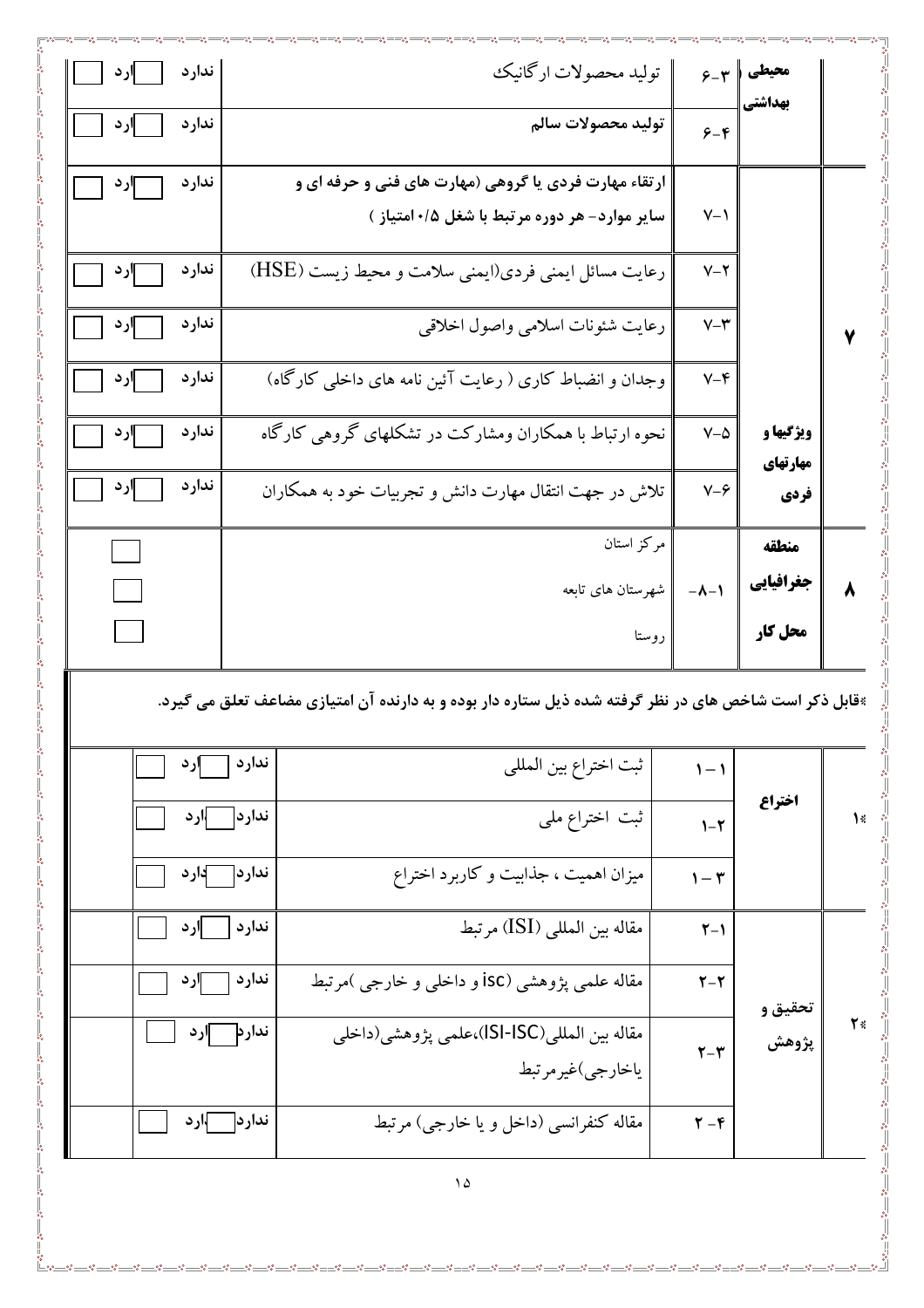| ردیف | شاخص | کد | عنوان | وضعیت |
| --- | --- | --- | --- | --- |
| | محیطی بهداشتی | ۶-۳ | تولید محصولات ارگانیک | ندارد ☐ دارد ☐ |
| | | ۶-۴ | **تولید محصولات سالم** | ندارد ☐ دارد ☐ |
| ۷ | ویژگیها و مهارتهای فردی | ۷-۱ | **ارتقاء مهارت فردی یا گروهی (مهارت های فنی و حرفه ای و سایر موارد- هر دوره مرتبط با شغل ۰/۵ امتیاز )** | ندارد ☐ دارد ☐ |
| | | ۷-۲ | رعایت مسائل ایمنی فردی(ایمنی سلامت و محیط زیست (HSE) | ندارد ☐ دارد ☐ |
| | | ۷-۳ | رعایت شئونات اسلامی واصول اخلاقی | ندارد ☐ دارد ☐ |
| | | ۷-۴ | وجدان و انضباط کاری ( رعایت آئین نامه های داخلی کارگاه) | ندارد ☐ دارد ☐ |
| | | ۷-۵ | نحوه ارتباط با همکاران ومشارکت در تشکلهای گروهی کارگاه | ندارد ☐ دارد ☐ |
| | | ۷-۶ | تلاش در جهت انتقال مهارت دانش و تجربیات خود به همکاران | ندارد ☐ دارد ☐ |
| ۸ | منطقه جغرافیایی محل کار | -۸-۱ | مرکز استان | ☐ |
| | | | شهرستان های تابعه | ☐ |
| | | | روستا | ☐ |

*قابل ذکر است شاخص های در نظر گرفته شده ذیل ستاره دار بوده و به دارنده آن امتیازی مضاعف تعلق می گیرد.**

| ردیف | شاخص | کد | عنوان | وضعیت | |
| --- | --- | --- | --- | --- | --- |
| ۱* | اختراع | ۱-۱ | ثبت اختراع بین المللی | ندارد ☐ دارد ☐ | |
| | | ۱-۲ | ثبت اختراع ملی | ندارد ☐ دارد ☐ | |
| | | ۱-۳ | میزان اهمیت ، جذابیت و کاربرد اختراع | ندارد ☐ دارد ☐ | |
| ۲* | تحقیق و پژوهش | ۲-۱ | مقاله بین المللی (ISI) مرتبط | ندارد ☐ دارد ☐ | |
| | | ۲-۲ | مقاله علمی پژوهشی (isc و داخلی و خارجی )مرتبط | ندارد ☐ دارد ☐ | |
| | | ۲-۳ | مقاله بین المللی(ISI-ISC)،علمی پژوهشی(داخلی یاخارجی)غیرمرتبط | ندارد ☐ دارد ☐ | |
| | | ۲-۴ | مقاله کنفرانسی (داخل و یا خارجی) مرتبط | ندارد ☐ دارد ☐ | |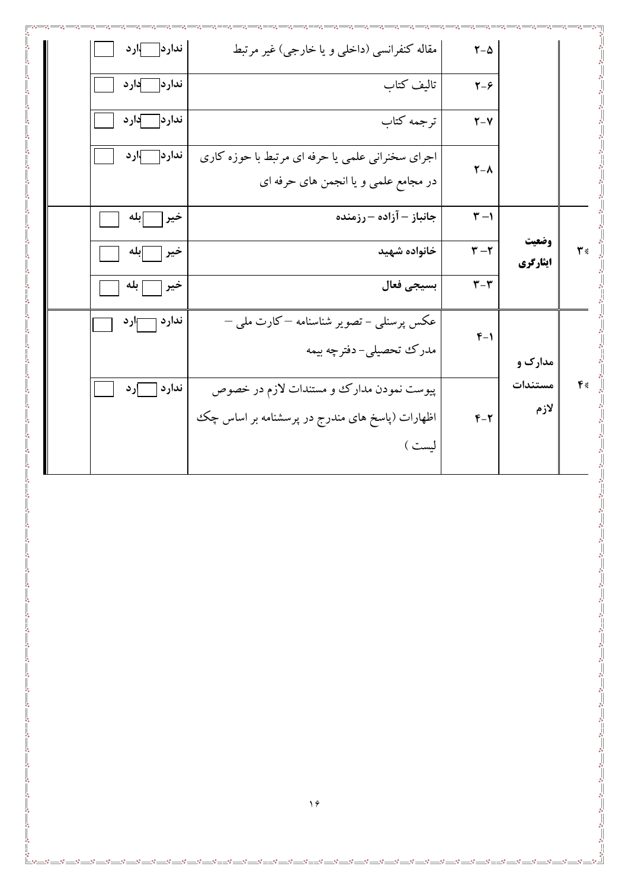| ردیف | عنوان | شماره | شرح | پاسخ | |
|---|---|---|---|---|---|
| | | ۲-۵ | مقاله کنفرانسی (داخلی و یا خارجی) غیر مرتبط | ندارد ☐ دارد ☐ | |
| | | ۲-۶ | تالیف کتاب | ندارد ☐ دارد ☐ | |
| | | ۲-۷ | ترجمه کتاب | ندارد ☐ دارد ☐ | |
| | | ۲-۸ | اجرای سخنرانی علمی یا حرفه ای مرتبط با حوزه کاری در مجامع علمی و یا انجمن های حرفه ای | ندارد ☐ دارد ☐ | |
| ۳* | **وضعیت ایثارگری** | ۳-۱ | **جانباز – آزاده – رزمنده** | **خیر ☐ بله ☐** | |
| | | ۳-۲ | **خانواده شهید** | **خیر ☐ بله ☐** | |
| | | ۳-۳ | **بسیجی فعال** | **خیر ☐ بله ☐** | |
| ۴* | **مدارک و مستندات لازم** | ۴-۱ | عکس پرسنلی - تصویر شناسنامه – کارت ملی – مدرک تحصیلی- دفترچه بیمه | ندارد ☐ دارد ☐ | |
| | | ۴-۲ | پیوست نمودن مدارک و مستندات لازم در خصوص اظهارات (پاسخ های مندرج در پرسشنامه بر اساس چک لیست ) | ندارد ☐ دارد ☐ | |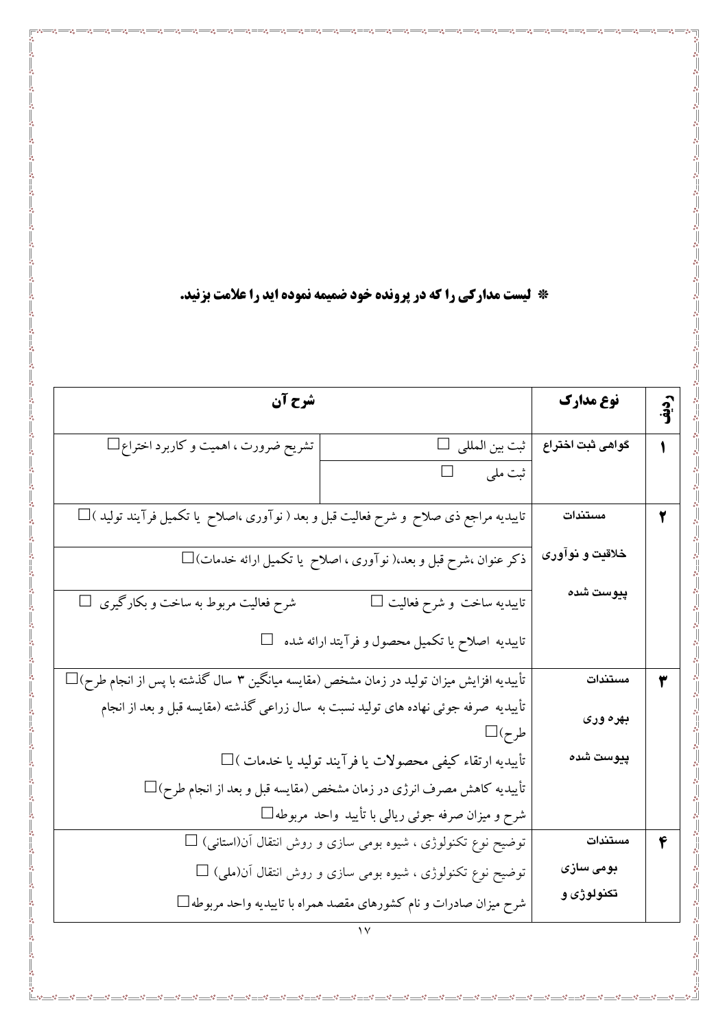**❋ لیست مدارکی را که در پرونده خود ضمیمه نموده اید را علامت بزنید.**

| ردیف | نوع مدارک | شرح آن | |
|---|---|---|---|
| ۱ | گواهی ثبت اختراع | ثبت بین المللی ☐ | تشریح ضرورت ، اهمیت و کاربرد اختراع☐ |
| | | ثبت ملی ☐ | |
| ۲ | مستندات خلاقیت و نوآوری پیوست شده | تاییدیه مراجع ذی صلاح و شرح فعالیت قبل و بعد ( نوآوری ،اصلاح یا تکمیل فرآیند تولید )☐ | |
| | | ذکر عنوان ،شرح قبل و بعد،( نوآوری ، اصلاح یا تکمیل ارائه خدمات)☐ | |
| | | تاییدیه ساخت و شرح فعالیت ☐ | شرح فعالیت مربوط به ساخت و بکارگیری ☐ |
| | | تاییدیه اصلاح یا تکمیل محصول و فرآیند ارائه شده ☐ | |
| ۳ | مستندات بهره وری پیوست شده | تأییدیه افزایش میزان تولید در زمان مشخص (مقایسه میانگین ۳ سال گذشته با پس از انجام طرح)☐ | |
| | | تأییدیه صرفه جوئی نهاده های تولید نسبت به سال زراعی گذشته (مقایسه قبل و بعد از انجام طرح)☐ | |
| | | تأییدیه ارتقاء کیفی محصولات یا فرآیند تولید یا خدمات )☐ | |
| | | تأییدیه کاهش مصرف انرژی در زمان مشخص (مقایسه قبل و بعد از انجام طرح)☐ | |
| | | شرح و میزان صرفه جوئی ریالی با تأیید واحد مربوطه☐ | |
| ۴ | مستندات بومی سازی تکنولوژی و | توضیح نوع تکنولوژی ، شیوه بومی سازی و روش انتقال آن(استانی) ☐ | |
| | | توضیح نوع تکنولوژی ، شیوه بومی سازی و روش انتقال آن(ملی) ☐ | |
| | | شرح میزان صادرات و نام کشورهای مقصد همراه با تاییدیه واحد مربوطه☐ | |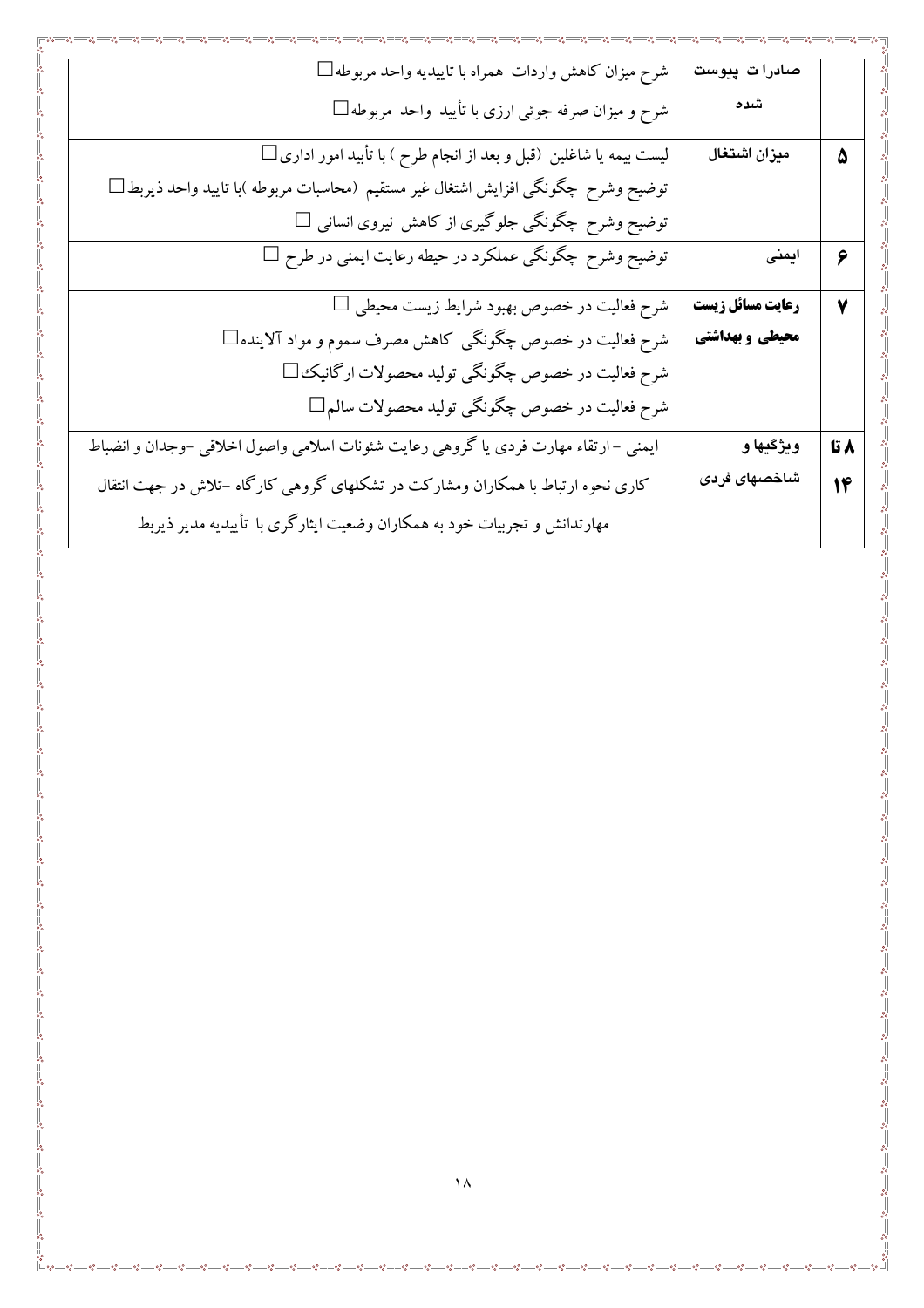| | | |
|---|---|---|
| | صادرات پیوست شده | شرح میزان کاهش واردات همراه با تاییدیه واحد مربوطه☐<br>شرح و میزان صرفه جوئی ارزی با تأیید واحد مربوطه☐ |
| ۵ | میزان اشتغال | لیست بیمه یا شاغلین (قبل و بعد از انجام طرح ) با تأیید امور اداری☐<br>توضیح وشرح چگونگی افزایش اشتغال غیر مستقیم (محاسبات مربوطه )با تایید واحد ذیربط☐<br>توضیح وشرح چگونگی جلوگیری از کاهش نیروی انسانی ☐ |
| ۶ | ایمنی | توضیح وشرح چگونگی عملکرد در حیطه رعایت ایمنی در طرح ☐ |
| ۷ | رعایت مسائل زیست محیطی و بهداشتی | شرح فعالیت در خصوص بهبود شرایط زیست محیطی ☐<br>شرح فعالیت در خصوص چگونگی کاهش مصرف سموم و مواد آلاینده☐<br>شرح فعالیت در خصوص چگونگی تولید محصولات ارگانیک☐<br>شرح فعالیت در خصوص چگونگی تولید محصولات سالم☐ |
| ۸ تا ۱۴ | ویژگیها و شاخصهای فردی | ایمنی - ارتقاء مهارت فردی یا گروهی رعایت شئونات اسلامی واصول اخلاقی -وجدان و انضباط کاری نحوه ارتباط با همکاران ومشارکت در تشکلهای گروهی کارگاه -تلاش در جهت انتقال مهارتدانش و تجربیات خود به همکاران وضعیت ایثارگری با تأییدیه مدیر ذیربط |